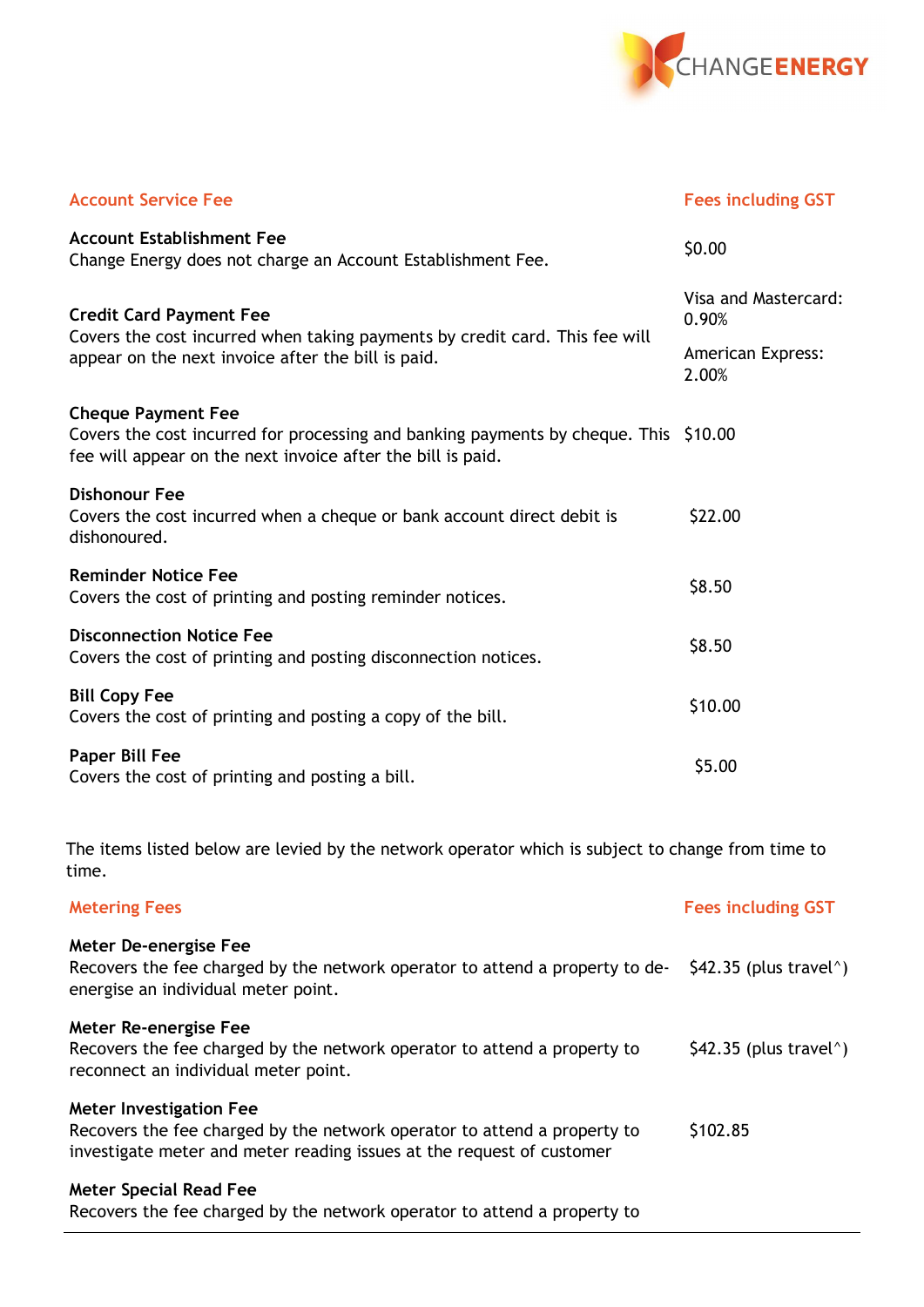CHANGE**ENERGY**

| Account Service Fee | Fees including GST |
| --- | --- |
| **Account Establishment Fee**<br>Change Energy does not charge an Account Establishment Fee. | $0.00 |
| **Credit Card Payment Fee**<br>Covers the cost incurred when taking payments by credit card. This fee will appear on the next invoice after the bill is paid. | Visa and Mastercard: 0.90%<br>American Express: 2.00% |
| **Cheque Payment Fee**<br>Covers the cost incurred for processing and banking payments by cheque. This fee will appear on the next invoice after the bill is paid. | $10.00 |
| **Dishonour Fee**<br>Covers the cost incurred when a cheque or bank account direct debit is dishonoured. | $22.00 |
| **Reminder Notice Fee**<br>Covers the cost of printing and posting reminder notices. | $8.50 |
| **Disconnection Notice Fee**<br>Covers the cost of printing and posting disconnection notices. | $8.50 |
| **Bill Copy Fee**<br>Covers the cost of printing and posting a copy of the bill. | $10.00 |
| **Paper Bill Fee**<br>Covers the cost of printing and posting a bill. | $5.00 |

The items listed below are levied by the network operator which is subject to change from time to time.

| Metering Fees | Fees including GST |
| --- | --- |
| **Meter De-energise Fee**<br>Recovers the fee charged by the network operator to attend a property to de-energise an individual meter point. | $42.35 (plus travel^) |
| **Meter Re-energise Fee**<br>Recovers the fee charged by the network operator to attend a property to reconnect an individual meter point. | $42.35 (plus travel^) |
| **Meter Investigation Fee**<br>Recovers the fee charged by the network operator to attend a property to investigate meter and meter reading issues at the request of customer | $102.85 |
| **Meter Special Read Fee**<br>Recovers the fee charged by the network operator to attend a property to | |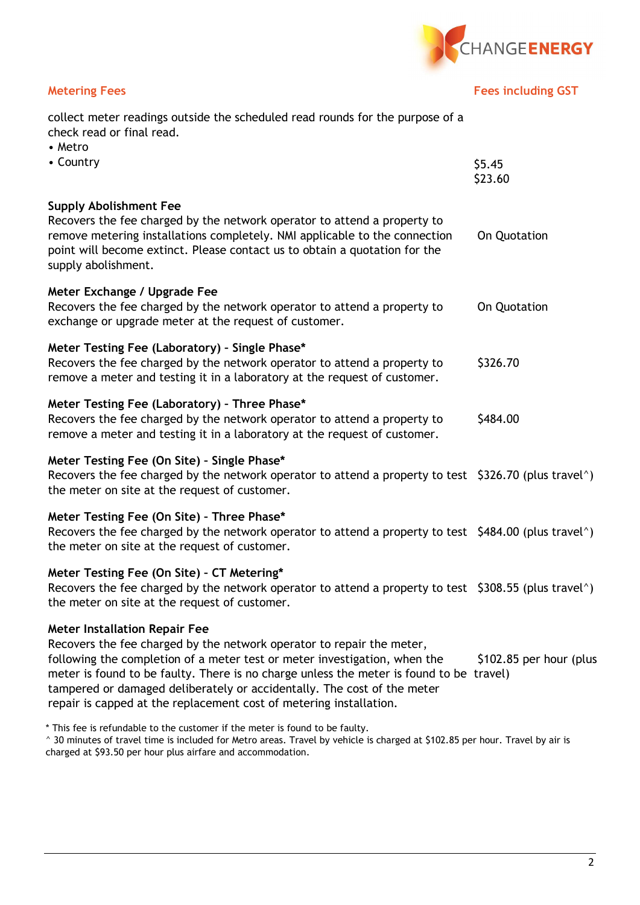| Metering Fees | Fees including GST |
|---|---|
| collect meter readings outside the scheduled read rounds for the purpose of a check read or final read.<br>• Metro<br>• Country | <br><br>$5.45<br>$23.60 |
| **Supply Abolishment Fee**<br>Recovers the fee charged by the network operator to attend a property to remove metering installations completely. NMI applicable to the connection point will become extinct. Please contact us to obtain a quotation for the supply abolishment. | On Quotation |
| **Meter Exchange / Upgrade Fee**<br>Recovers the fee charged by the network operator to attend a property to exchange or upgrade meter at the request of customer. | On Quotation |
| **Meter Testing Fee (Laboratory) - Single Phase***<br>Recovers the fee charged by the network operator to attend a property to remove a meter and testing it in a laboratory at the request of customer. | $326.70 |
| **Meter Testing Fee (Laboratory) - Three Phase***<br>Recovers the fee charged by the network operator to attend a property to remove a meter and testing it in a laboratory at the request of customer. | $484.00 |
| **Meter Testing Fee (On Site) - Single Phase***<br>Recovers the fee charged by the network operator to attend a property to test the meter on site at the request of customer. | $326.70 (plus travel^) |
| **Meter Testing Fee (On Site) - Three Phase***<br>Recovers the fee charged by the network operator to attend a property to test the meter on site at the request of customer. | $484.00 (plus travel^) |
| **Meter Testing Fee (On Site) - CT Metering***<br>Recovers the fee charged by the network operator to attend a property to test the meter on site at the request of customer. | $308.55 (plus travel^) |
| **Meter Installation Repair Fee**<br>Recovers the fee charged by the network operator to repair the meter, following the completion of a meter test or meter investigation, when the meter is found to be faulty. There is no charge unless the meter is found to be tampered or damaged deliberately or accidentally. The cost of the meter repair is capped at the replacement cost of metering installation. | $102.85 per hour (plus travel) |

\* This fee is refundable to the customer if the meter is found to be faulty.

^ 30 minutes of travel time is included for Metro areas. Travel by vehicle is charged at $102.85 per hour. Travel by air is charged at $93.50 per hour plus airfare and accommodation.